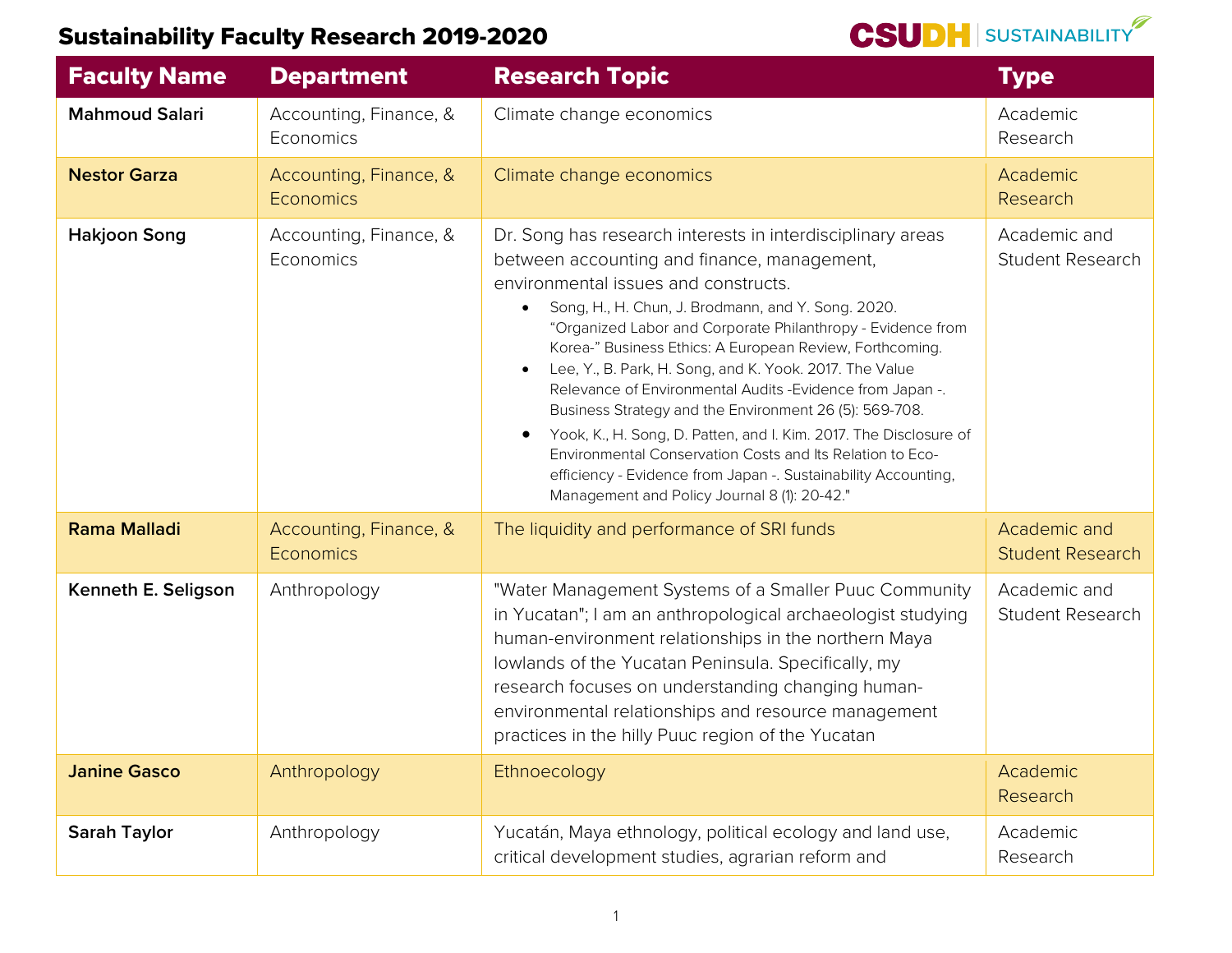# Sustainability Faculty Research 2019-2020

CSUDH | SUSTAINABILITY

| Faculty Name | Department | Research Topic | Type |
|---|---|---|---|
| **Mahmoud Salari** | Accounting, Finance, & Economics | Climate change economics | Academic Research |
| **Nestor Garza** | Accounting, Finance, & Economics | Climate change economics | Academic Research |
| **Hakjoon Song** | Accounting, Finance, & Economics | Dr. Song has research interests in interdisciplinary areas between accounting and finance, management, environmental issues and constructs.<br>• Song, H., H. Chun, J. Brodmann, and Y. Song. 2020. "Organized Labor and Corporate Philanthropy - Evidence from Korea-" Business Ethics: A European Review, Forthcoming.<br>• Lee, Y., B. Park, H. Song, and K. Yook. 2017. The Value Relevance of Environmental Audits -Evidence from Japan -. Business Strategy and the Environment 26 (5): 569-708.<br>• Yook, K., H. Song, D. Patten, and I. Kim. 2017. The Disclosure of Environmental Conservation Costs and Its Relation to Eco-efficiency - Evidence from Japan -. Sustainability Accounting, Management and Policy Journal 8 (1): 20-42." | Academic and Student Research |
| **Rama Malladi** | Accounting, Finance, & Economics | The liquidity and performance of SRI funds | Academic and Student Research |
| **Kenneth E. Seligson** | Anthropology | "Water Management Systems of a Smaller Puuc Community in Yucatan"; I am an anthropological archaeologist studying human-environment relationships in the northern Maya lowlands of the Yucatan Peninsula. Specifically, my research focuses on understanding changing human-environmental relationships and resource management practices in the hilly Puuc region of the Yucatan | Academic and Student Research |
| **Janine Gasco** | Anthropology | Ethnoecology | Academic Research |
| **Sarah Taylor** | Anthropology | Yucatán, Maya ethnology, political ecology and land use, critical development studies, agrarian reform and | Academic Research |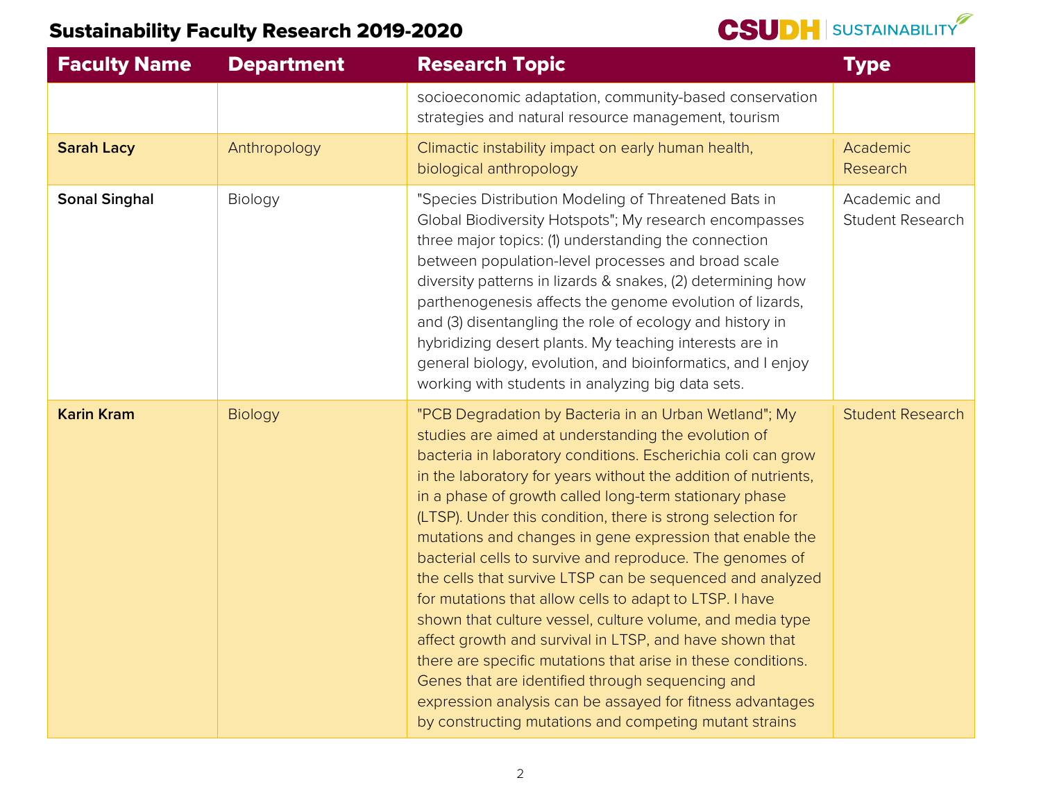## Sustainability Faculty Research 2019-2020

| Faculty Name | Department | Research Topic | Type |
|---|---|---|---|
| | | socioeconomic adaptation, community-based conservation strategies and natural resource management, tourism | |
| **Sarah Lacy** | Anthropology | Climactic instability impact on early human health, biological anthropology | Academic Research |
| **Sonal Singhal** | Biology | "Species Distribution Modeling of Threatened Bats in Global Biodiversity Hotspots"; My research encompasses three major topics: (1) understanding the connection between population-level processes and broad scale diversity patterns in lizards & snakes, (2) determining how parthenogenesis affects the genome evolution of lizards, and (3) disentangling the role of ecology and history in hybridizing desert plants. My teaching interests are in general biology, evolution, and bioinformatics, and I enjoy working with students in analyzing big data sets. | Academic and Student Research |
| **Karin Kram** | Biology | "PCB Degradation by Bacteria in an Urban Wetland"; My studies are aimed at understanding the evolution of bacteria in laboratory conditions. Escherichia coli can grow in the laboratory for years without the addition of nutrients, in a phase of growth called long-term stationary phase (LTSP). Under this condition, there is strong selection for mutations and changes in gene expression that enable the bacterial cells to survive and reproduce. The genomes of the cells that survive LTSP can be sequenced and analyzed for mutations that allow cells to adapt to LTSP. I have shown that culture vessel, culture volume, and media type affect growth and survival in LTSP, and have shown that there are specific mutations that arise in these conditions. Genes that are identified through sequencing and expression analysis can be assayed for fitness advantages by constructing mutations and competing mutant strains | Student Research |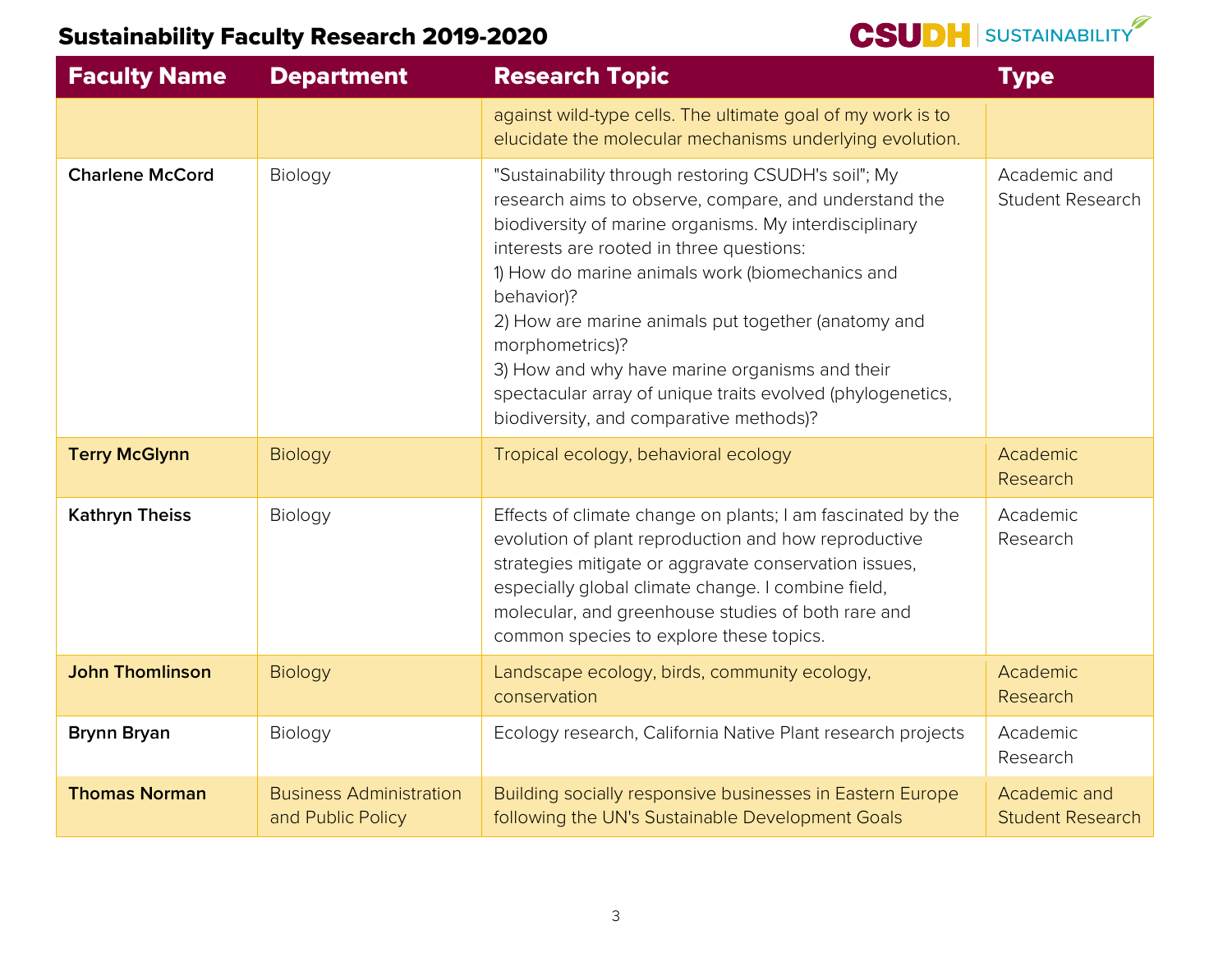## Sustainability Faculty Research 2019-2020

| Faculty Name | Department | Research Topic | Type |
|---|---|---|---|
| | | against wild-type cells. The ultimate goal of my work is to elucidate the molecular mechanisms underlying evolution. | |
| **Charlene McCord** | Biology | "Sustainability through restoring CSUDH's soil"; My research aims to observe, compare, and understand the biodiversity of marine organisms. My interdisciplinary interests are rooted in three questions:<br>1) How do marine animals work (biomechanics and behavior)?<br>2) How are marine animals put together (anatomy and morphometrics)?<br>3) How and why have marine organisms and their spectacular array of unique traits evolved (phylogenetics, biodiversity, and comparative methods)? | Academic and Student Research |
| **Terry McGlynn** | Biology | Tropical ecology, behavioral ecology | Academic Research |
| **Kathryn Theiss** | Biology | Effects of climate change on plants; I am fascinated by the evolution of plant reproduction and how reproductive strategies mitigate or aggravate conservation issues, especially global climate change. I combine field, molecular, and greenhouse studies of both rare and common species to explore these topics. | Academic Research |
| **John Thomlinson** | Biology | Landscape ecology, birds, community ecology, conservation | Academic Research |
| **Brynn Bryan** | Biology | Ecology research, California Native Plant research projects | Academic Research |
| **Thomas Norman** | Business Administration and Public Policy | Building socially responsive businesses in Eastern Europe following the UN's Sustainable Development Goals | Academic and Student Research |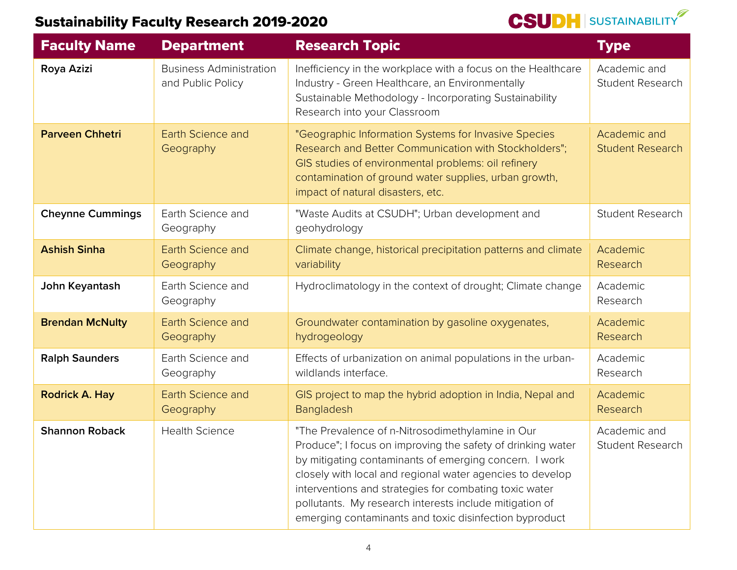# Sustainability Faculty Research 2019-2020

| Faculty Name | Department | Research Topic | Type |
|---|---|---|---|
| **Roya Azizi** | Business Administration and Public Policy | Inefficiency in the workplace with a focus on the Healthcare Industry - Green Healthcare, an Environmentally Sustainable Methodology - Incorporating Sustainability Research into your Classroom | Academic and Student Research |
| **Parveen Chhetri** | Earth Science and Geography | "Geographic Information Systems for Invasive Species Research and Better Communication with Stockholders"; GIS studies of environmental problems: oil refinery contamination of ground water supplies, urban growth, impact of natural disasters, etc. | Academic and Student Research |
| **Cheynne Cummings** | Earth Science and Geography | "Waste Audits at CSUDH"; Urban development and geohydrology | Student Research |
| **Ashish Sinha** | Earth Science and Geography | Climate change, historical precipitation patterns and climate variability | Academic Research |
| **John Keyantash** | Earth Science and Geography | Hydroclimatology in the context of drought; Climate change | Academic Research |
| **Brendan McNulty** | Earth Science and Geography | Groundwater contamination by gasoline oxygenates, hydrogeology | Academic Research |
| **Ralph Saunders** | Earth Science and Geography | Effects of urbanization on animal populations in the urban-wildlands interface. | Academic Research |
| **Rodrick A. Hay** | Earth Science and Geography | GIS project to map the hybrid adoption in India, Nepal and Bangladesh | Academic Research |
| **Shannon Roback** | Health Science | "The Prevalence of n-Nitrosodimethylamine in Our Produce"; I focus on improving the safety of drinking water by mitigating contaminants of emerging concern. I work closely with local and regional water agencies to develop interventions and strategies for combating toxic water pollutants. My research interests include mitigation of emerging contaminants and toxic disinfection byproduct | Academic and Student Research |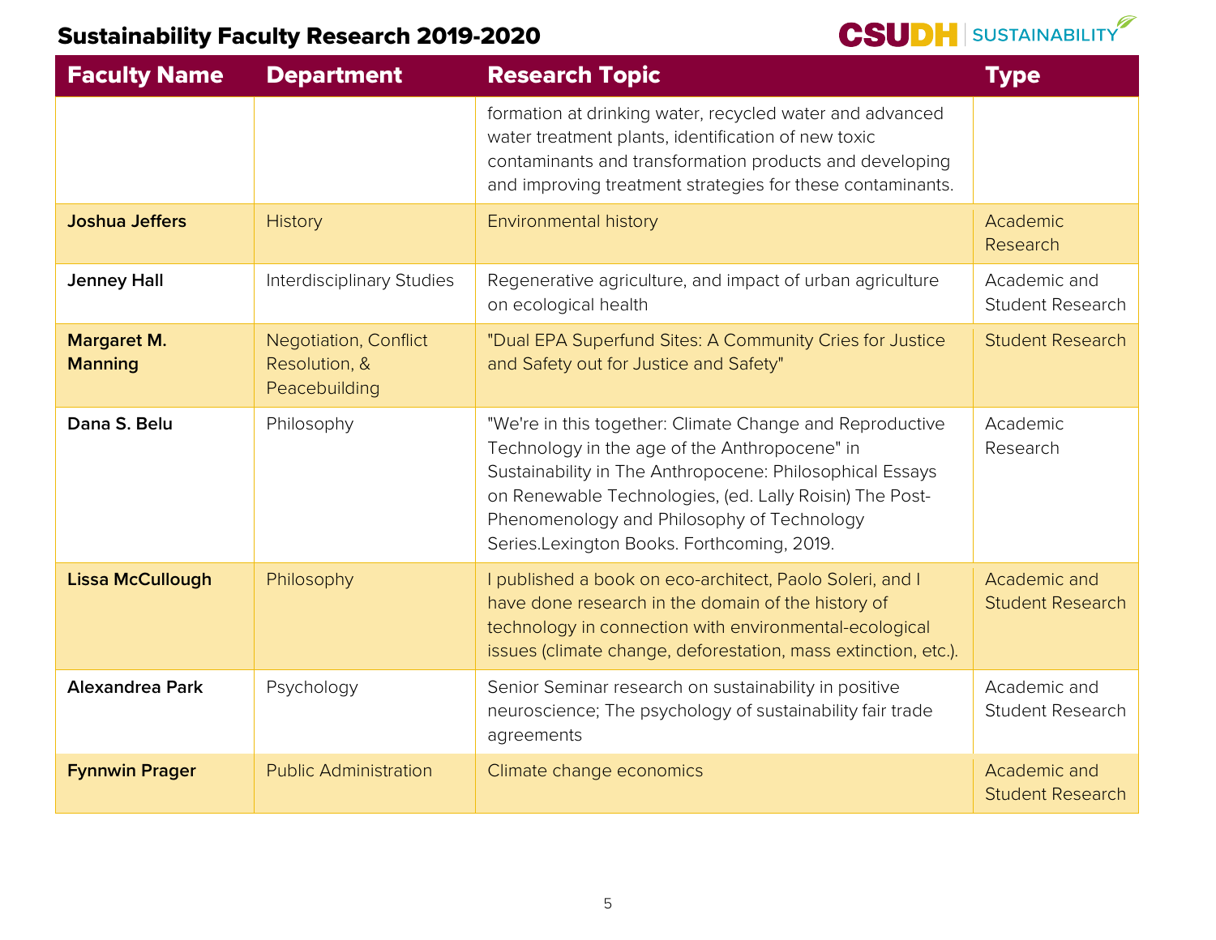## Sustainability Faculty Research 2019-2020

| Faculty Name | Department | Research Topic | Type |
|---|---|---|---|
| | | formation at drinking water, recycled water and advanced water treatment plants, identification of new toxic contaminants and transformation products and developing and improving treatment strategies for these contaminants. | |
| **Joshua Jeffers** | History | Environmental history | Academic Research |
| **Jenney Hall** | Interdisciplinary Studies | Regenerative agriculture, and impact of urban agriculture on ecological health | Academic and Student Research |
| **Margaret M. Manning** | Negotiation, Conflict Resolution, & Peacebuilding | "Dual EPA Superfund Sites: A Community Cries for Justice and Safety out for Justice and Safety" | Student Research |
| **Dana S. Belu** | Philosophy | "We're in this together: Climate Change and Reproductive Technology in the age of the Anthropocene" in Sustainability in The Anthropocene: Philosophical Essays on Renewable Technologies, (ed. Lally Roisin) The Post-Phenomenology and Philosophy of Technology Series.Lexington Books. Forthcoming, 2019. | Academic Research |
| **Lissa McCullough** | Philosophy | I published a book on eco-architect, Paolo Soleri, and I have done research in the domain of the history of technology in connection with environmental-ecological issues (climate change, deforestation, mass extinction, etc.). | Academic and Student Research |
| **Alexandrea Park** | Psychology | Senior Seminar research on sustainability in positive neuroscience; The psychology of sustainability fair trade agreements | Academic and Student Research |
| **Fynnwin Prager** | Public Administration | Climate change economics | Academic and Student Research |